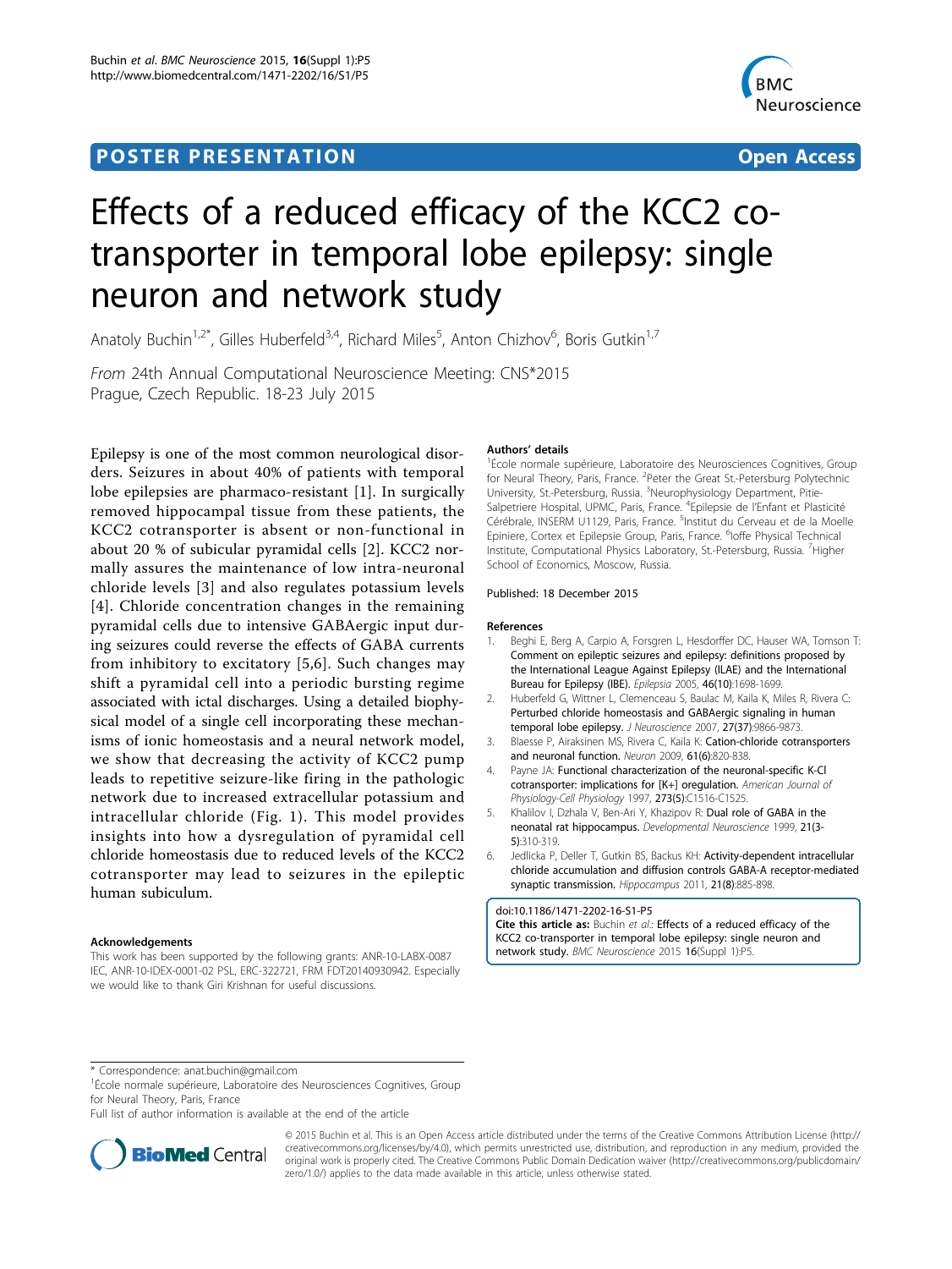POSTER PRESENTATION Open Access

# Effects of a reduced efficacy of the KCC2 co-transporter in temporal lobe epilepsy: single neuron and network study

Anatoly Buchin[1,2*], Gilles Huberfeld[3,4], Richard Miles[5], Anton Chizhov[6], Boris Gutkin[1,7]

*From* 24th Annual Computational Neuroscience Meeting: CNS*2015
Prague, Czech Republic. 18-23 July 2015

Epilepsy is one of the most common neurological disorders. Seizures in about 40% of patients with temporal lobe epilepsies are pharmaco-resistant [1]. In surgically removed hippocampal tissue from these patients, the KCC2 cotransporter is absent or non-functional in about 20 % of subicular pyramidal cells [2]. KCC2 normally assures the maintenance of low intra-neuronal chloride levels [3] and also regulates potassium levels [4]. Chloride concentration changes in the remaining pyramidal cells due to intensive GABAergic input during seizures could reverse the effects of GABA currents from inhibitory to excitatory [5,6]. Such changes may shift a pyramidal cell into a periodic bursting regime associated with ictal discharges. Using a detailed biophysical model of a single cell incorporating these mechanisms of ionic homeostasis and a neural network model, we show that decreasing the activity of KCC2 pump leads to repetitive seizure-like firing in the pathologic network due to increased extracellular potassium and intracellular chloride (Fig. 1). This model provides insights into how a dysregulation of pyramidal cell chloride homeostasis due to reduced levels of the KCC2 cotransporter may lead to seizures in the epileptic human subiculum.

#### Acknowledgements

This work has been supported by the following grants: ANR-10-LABX-0087 IEC, ANR-10-IDEX-0001-02 PSL, ERC-322721, FRM FDT20140930942. Especially we would like to thank Giri Krishnan for useful discussions.

#### Authors' details

[1]École normale supérieure, Laboratoire des Neurosciences Cognitives, Group for Neural Theory, Paris, France. [2]Peter the Great St.-Petersburg Polytechnic University, St.-Petersburg, Russia. [3]Neurophysiology Department, Pitie-Salpetriere Hospital, UPMC, Paris, France. [4]Epilepsie de l'Enfant et Plasticité Cérébrale, INSERM U1129, Paris, France. [5]Institut du Cerveau et de la Moelle Epiniere, Cortex et Epilepsie Group, Paris, France. [6]Ioffe Physical Technical Institute, Computational Physics Laboratory, St.-Petersburg, Russia. [7]Higher School of Economics, Moscow, Russia.

Published: 18 December 2015

#### References

1. Beghi E, Berg A, Carpio A, Forsgren L, Hesdorffer DC, Hauser WA, Tomson T: **Comment on epileptic seizures and epilepsy: definitions proposed by the International League Against Epilepsy (ILAE) and the International Bureau for Epilepsy (IBE).** *Epilepsia* 2005, **46(10)**:1698-1699.
2. Huberfeld G, Wittner L, Clemenceau S, Baulac M, Kaila K, Miles R, Rivera C: **Perturbed chloride homeostasis and GABAergic signaling in human temporal lobe epilepsy.** *J Neuroscience* 2007, **27(37)**:9866-9873.
3. Blaesse P, Airaksinen MS, Rivera C, Kaila K: **Cation-chloride cotransporters and neuronal function.** *Neuron* 2009, **61(6)**:820-838.
4. Payne JA: **Functional characterization of the neuronal-specific K-Cl cotransporter: implications for [K+] oregulation.** *American Journal of Physiology-Cell Physiology* 1997, **273(5)**:C1516-C1525.
5. Khalilov I, Dzhala V, Ben-Ari Y, Khazipov R: **Dual role of GABA in the neonatal rat hippocampus.** *Developmental Neuroscience* 1999, **21(3-5)**:310-319.
6. Jedlicka P, Deller T, Gutkin BS, Backus KH: **Activity-dependent intracellular chloride accumulation and diffusion controls GABA-A receptor-mediated synaptic transmission.** *Hippocampus* 2011, **21(8)**:885-898.

doi:10.1186/1471-2202-16-S1-P5
**Cite this article as:** Buchin *et al.*: Effects of a reduced efficacy of the KCC2 co-transporter in temporal lobe epilepsy: single neuron and network study. *BMC Neuroscience* 2015 **16**(Suppl 1):P5.

* Correspondence: anat.buchin@gmail.com
[1]École normale supérieure, Laboratoire des Neurosciences Cognitives, Group for Neural Theory, Paris, France
Full list of author information is available at the end of the article

© 2015 Buchin et al. This is an Open Access article distributed under the terms of the Creative Commons Attribution License (http://creativecommons.org/licenses/by/4.0), which permits unrestricted use, distribution, and reproduction in any medium, provided the original work is properly cited. The Creative Commons Public Domain Dedication waiver (http://creativecommons.org/publicdomain/zero/1.0/) applies to the data made available in this article, unless otherwise stated.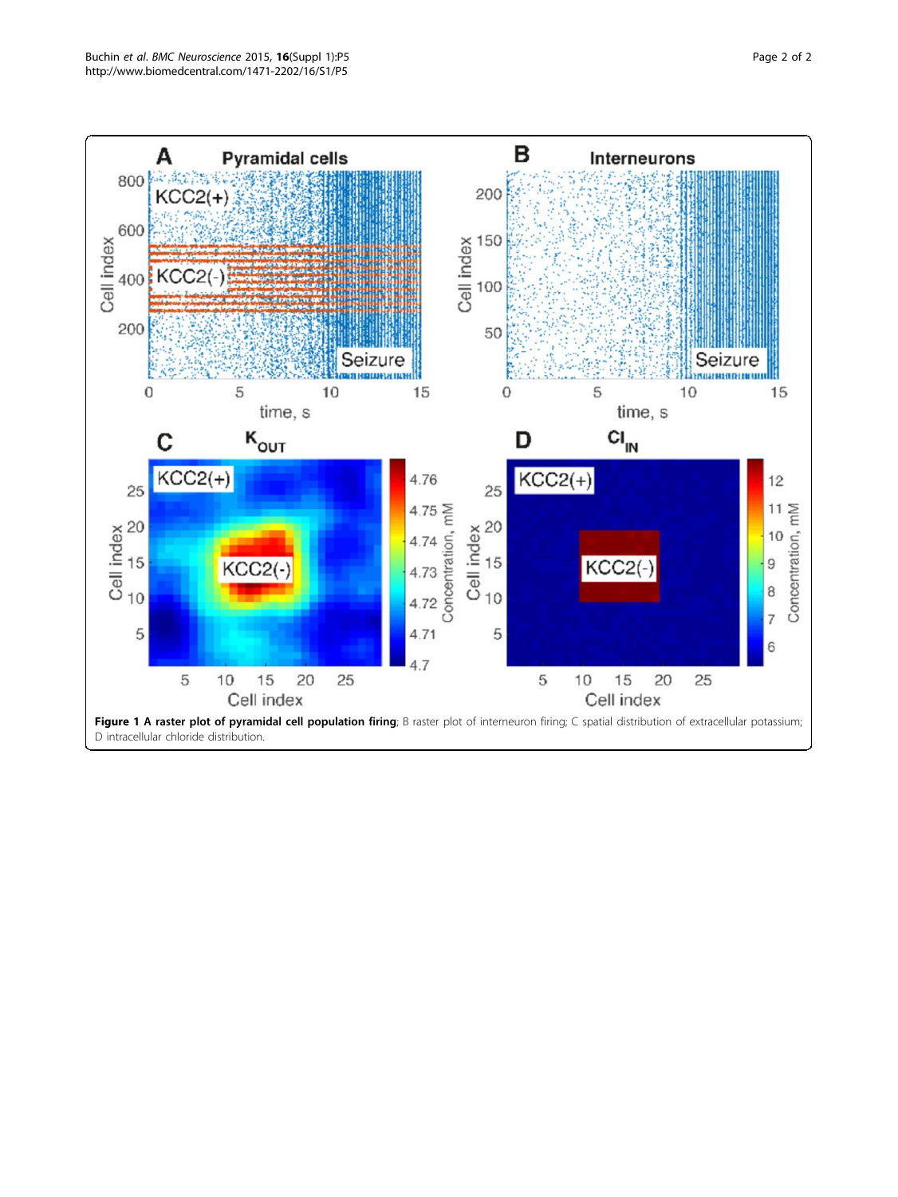A Pyramidal cells

800
600
400
200
Cell index
KCC2(+)
KCC2(-)
Seizure
0
5
10
15
time, s

B Interneurons

200
150
100
50
Cell index
Seizure
0
5
10
15
time, s

C $K_{OUT}$

KCC2(+)
KCC2(-)
25
20
15
10
5
Cell index
5
10
15
20
25
Cell index
4.76
4.75
4.74
4.73
4.72
4.71
4.7
Concentration, mM

D $Cl_{IN}$

KCC2(+)
KCC2(-)
25
20
15
10
5
Cell index
5
10
15
20
25
Cell index
12
11
10
9
8
7
6
Concentration, mM

**Figure 1 A raster plot of pyramidal cell population firing**; B raster plot of interneuron firing; C spatial distribution of extracellular potassium; D intracellular chloride distribution.